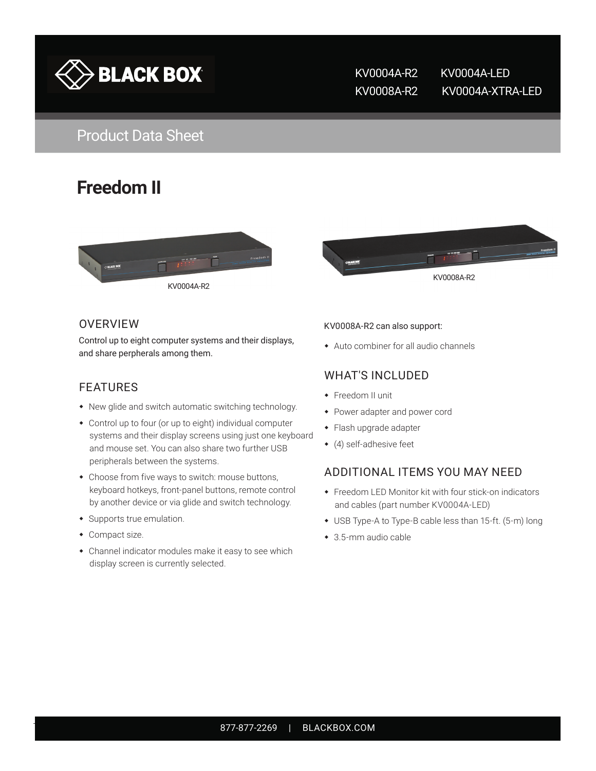KV0004A-R2 KV0004A-LED
KV0008A-R2 KV0004A-XTRA-LED

Product Data Sheet

# Freedom II

KV0004A-R2

KV0008A-R2

## OVERVIEW

Control up to eight computer systems and their displays, and share perpherals among them.

## FEATURES

- New glide and switch automatic switching technology.
- Control up to four (or up to eight) individual computer systems and their display screens using just one keyboard and mouse set. You can also share two further USB peripherals between the systems.
- Choose from five ways to switch: mouse buttons, keyboard hotkeys, front-panel buttons, remote control by another device or via glide and switch technology.
- Supports true emulation.
- Compact size.
- Channel indicator modules make it easy to see which display screen is currently selected.

KV0008A-R2 can also support:

- Auto combiner for all audio channels

## WHAT'S INCLUDED

- Freedom II unit
- Power adapter and power cord
- Flash upgrade adapter
- (4) self-adhesive feet

## ADDITIONAL ITEMS YOU MAY NEED

- Freedom LED Monitor kit with four stick-on indicators and cables (part number KV0004A-LED)
- USB Type-A to Type-B cable less than 15-ft. (5-m) long
- 3.5-mm audio cable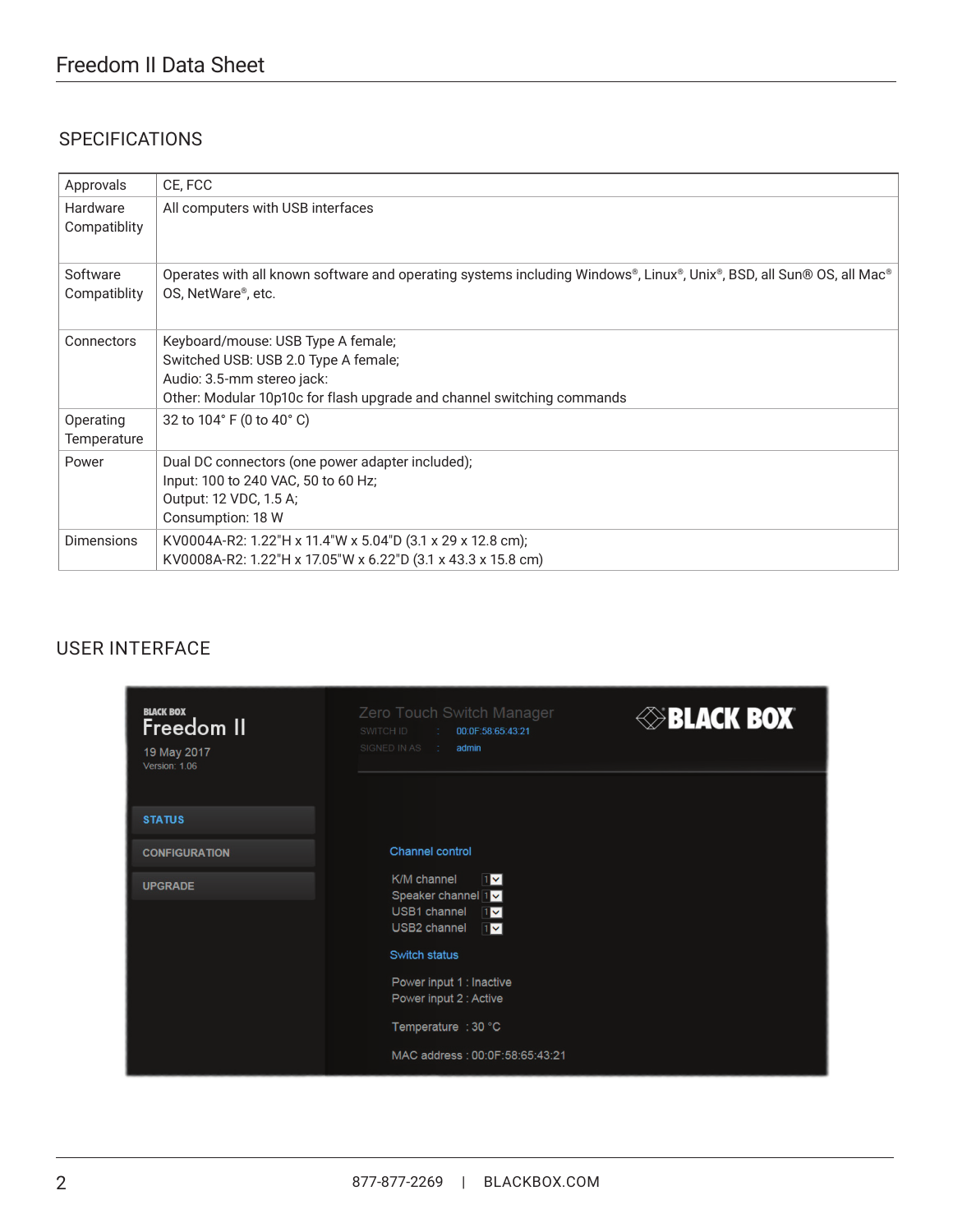## SPECIFICATIONS

| | |
|---|---|
| Approvals | CE, FCC |
| Hardware Compatiblity | All computers with USB interfaces |
| Software Compatiblity | Operates with all known software and operating systems including Windows®, Linux®, Unix®, BSD, all Sun® OS, all Mac® OS, NetWare®, etc. |
| Connectors | Keyboard/mouse: USB Type A female;<br>Switched USB: USB 2.0 Type A female;<br>Audio: 3.5-mm stereo jack:<br>Other: Modular 10p10c for flash upgrade and channel switching commands |
| Operating Temperature | 32 to 104° F (0 to 40° C) |
| Power | Dual DC connectors (one power adapter included);<br>Input: 100 to 240 VAC, 50 to 60 Hz;<br>Output: 12 VDC, 1.5 A;<br>Consumption: 18 W |
| Dimensions | KV0004A-R2: 1.22"H x 11.4"W x 5.04"D (3.1 x 29 x 12.8 cm);<br>KV0008A-R2: 1.22"H x 17.05"W x 6.22"D (3.1 x 43.3 x 15.8 cm) |

## USER INTERFACE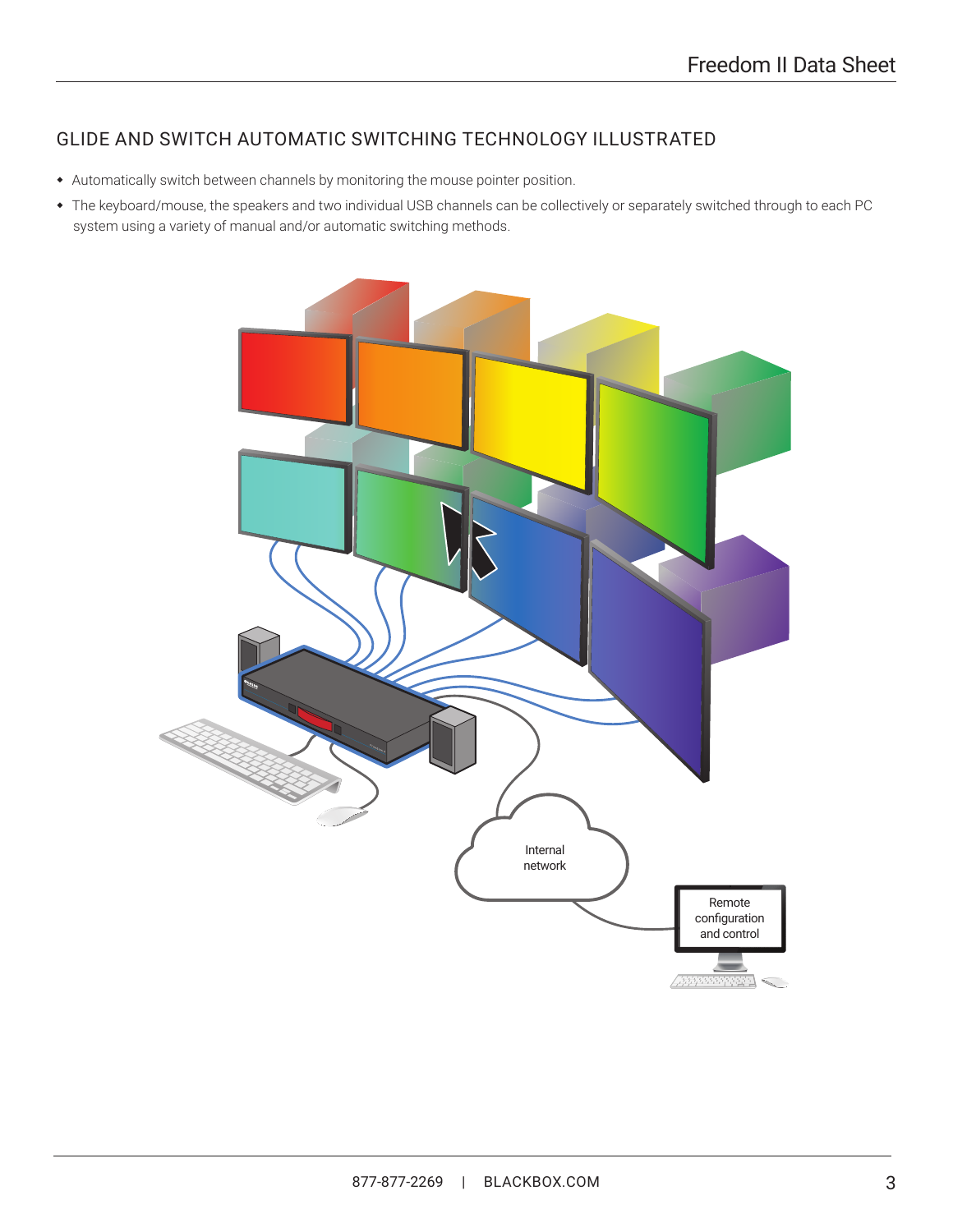## GLIDE AND SWITCH AUTOMATIC SWITCHING TECHNOLOGY ILLUSTRATED

- Automatically switch between channels by monitoring the mouse pointer position.
- The keyboard/mouse, the speakers and two individual USB channels can be collectively or separately switched through to each PC system using a variety of manual and/or automatic switching methods.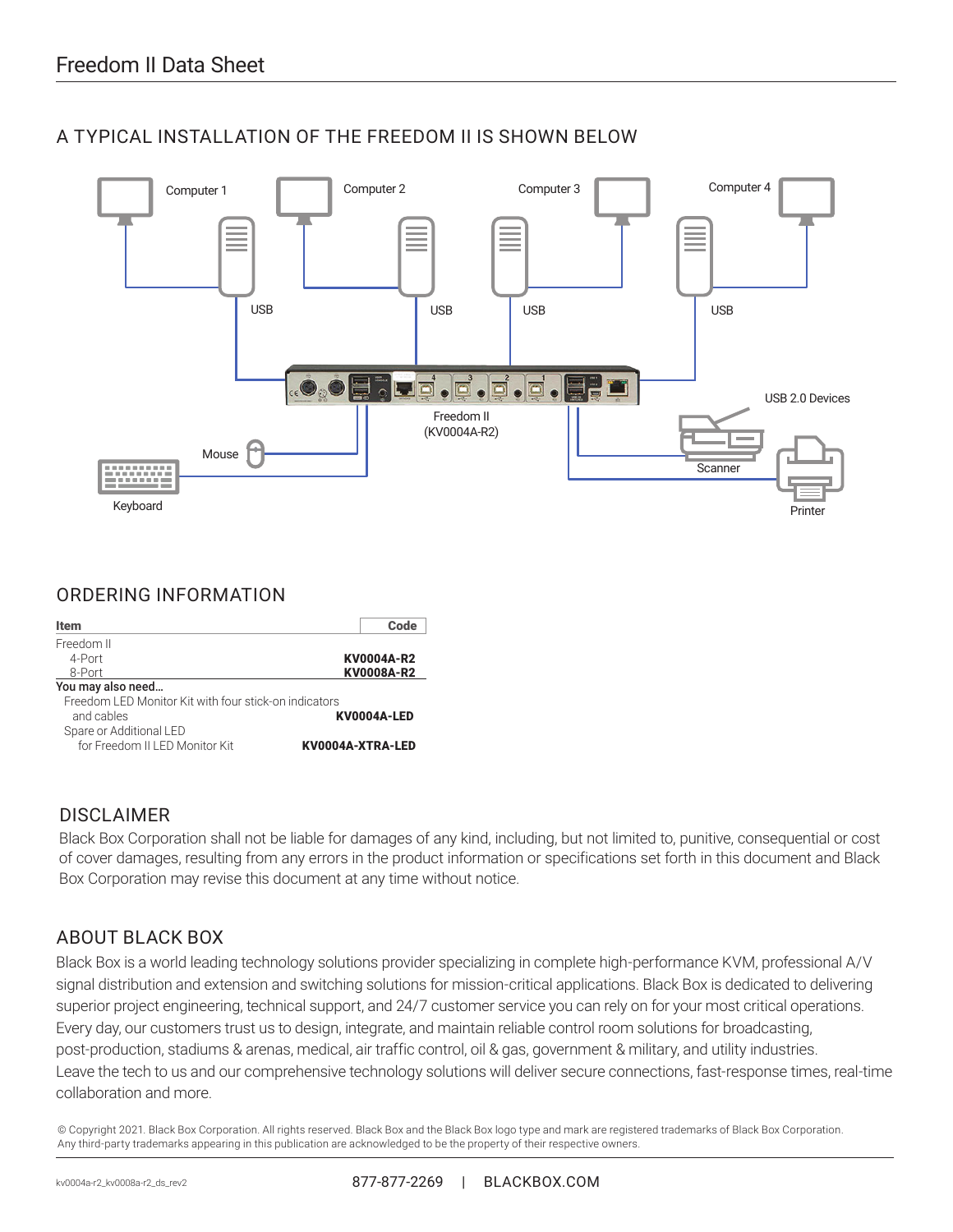## A TYPICAL INSTALLATION OF THE FREEDOM II IS SHOWN BELOW

Computer 1
Computer 2
Computer 3
Computer 4
USB
USB
USB
USB
USB 2.0 Devices
Freedom II
(KV0004A-R2)
Mouse
Keyboard
Scanner
Printer

## ORDERING INFORMATION

| Item | Code |
|---|---|
| Freedom II | |
| 4-Port | **KV0004A-R2** |
| 8-Port | **KV0008A-R2** |
| **You may also need…** | |
| Freedom LED Monitor Kit with four stick-on indicators and cables | **KV0004A-LED** |
| Spare or Additional LED for Freedom II LED Monitor Kit | **KV0004A-XTRA-LED** |

## DISCLAIMER

Black Box Corporation shall not be liable for damages of any kind, including, but not limited to, punitive, consequential or cost of cover damages, resulting from any errors in the product information or specifications set forth in this document and Black Box Corporation may revise this document at any time without notice.

## ABOUT BLACK BOX

Black Box is a world leading technology solutions provider specializing in complete high-performance KVM, professional A/V signal distribution and extension and switching solutions for mission-critical applications. Black Box is dedicated to delivering superior project engineering, technical support, and 24/7 customer service you can rely on for your most critical operations. Every day, our customers trust us to design, integrate, and maintain reliable control room solutions for broadcasting, post-production, stadiums & arenas, medical, air traffic control, oil & gas, government & military, and utility industries. Leave the tech to us and our comprehensive technology solutions will deliver secure connections, fast-response times, real-time collaboration and more.

© Copyright 2021. Black Box Corporation. All rights reserved. Black Box and the Black Box logo type and mark are registered trademarks of Black Box Corporation. Any third-party trademarks appearing in this publication are acknowledged to be the property of their respective owners.

kv0004a-r2_kv0008a-r2_ds_rev2

877-877-2269 | BLACKBOX.COM